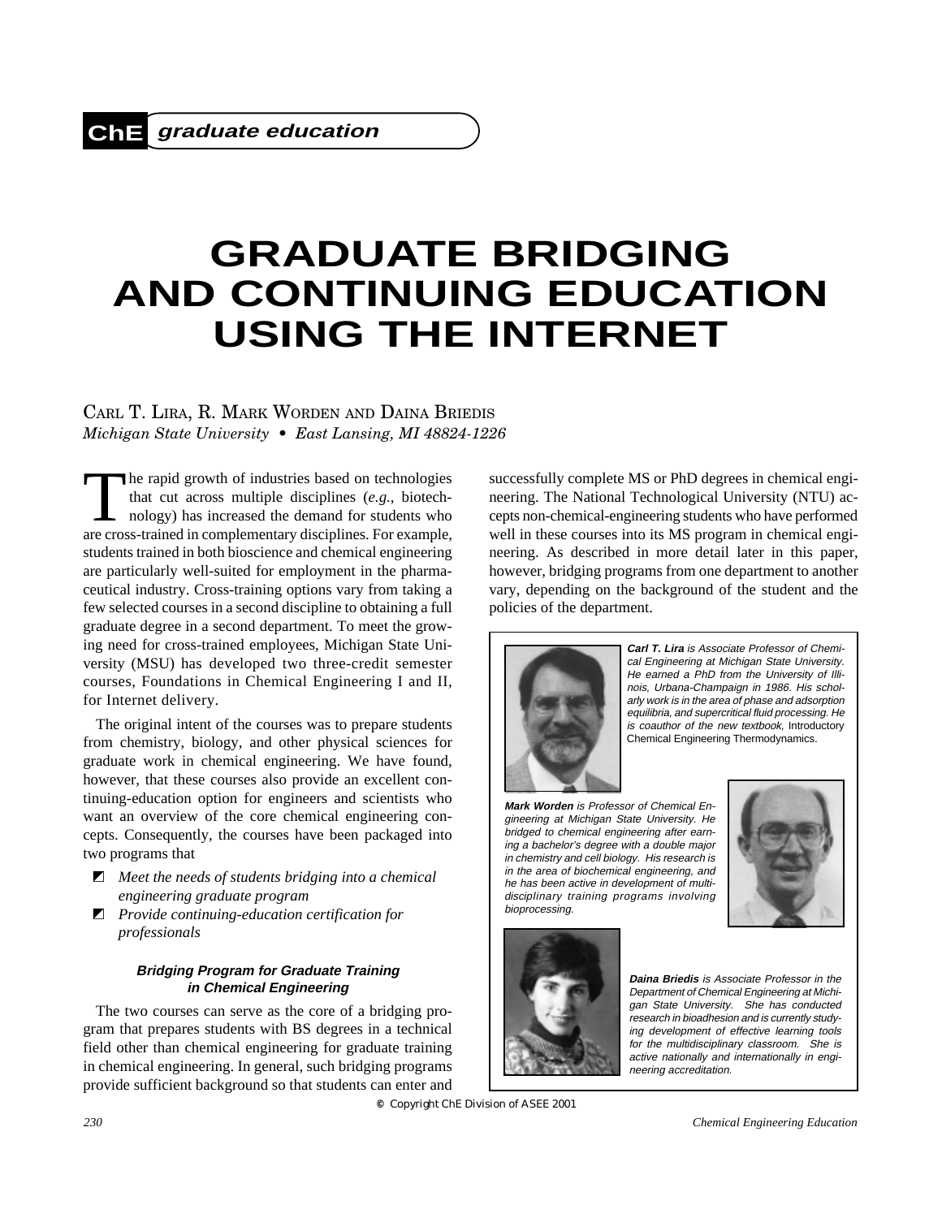ChE graduate education

# GRADUATE BRIDGING AND CONTINUING EDUCATION USING THE INTERNET

CARL T. LIRA, R. MARK WORDEN AND DAINA BRIEDIS
*Michigan State University • East Lansing, MI 48824-1226*

The rapid growth of industries based on technologies that cut across multiple disciplines (*e.g.*, biotechnology) has increased the demand for students who are cross-trained in complementary disciplines. For example, students trained in both bioscience and chemical engineering are particularly well-suited for employment in the pharmaceutical industry. Cross-training options vary from taking a few selected courses in a second discipline to obtaining a full graduate degree in a second department. To meet the growing need for cross-trained employees, Michigan State University (MSU) has developed two three-credit semester courses, Foundations in Chemical Engineering I and II, for Internet delivery.

The original intent of the courses was to prepare students from chemistry, biology, and other physical sciences for graduate work in chemical engineering. We have found, however, that these courses also provide an excellent continuing-education option for engineers and scientists who want an overview of the core chemical engineering concepts. Consequently, the courses have been packaged into two programs that

- *Meet the needs of students bridging into a chemical engineering graduate program*
- *Provide continuing-education certification for professionals*

### Bridging Program for Graduate Training in Chemical Engineering

The two courses can serve as the core of a bridging program that prepares students with BS degrees in a technical field other than chemical engineering for graduate training in chemical engineering. In general, such bridging programs provide sufficient background so that students can enter and successfully complete MS or PhD degrees in chemical engineering. The National Technological University (NTU) accepts non-chemical-engineering students who have performed well in these courses into its MS program in chemical engineering. As described in more detail later in this paper, however, bridging programs from one department to another vary, depending on the background of the student and the policies of the department.

***Carl T. Lira*** *is Associate Professor of Chemical Engineering at Michigan State University. He earned a PhD from the University of Illinois, Urbana-Champaign in 1986. His scholarly work is in the area of phase and adsorption equilibria, and supercritical fluid processing. He is coauthor of the new textbook,* Introductory Chemical Engineering Thermodynamics.

***Mark Worden*** *is Professor of Chemical Engineering at Michigan State University. He bridged to chemical engineering after earning a bachelor's degree with a double major in chemistry and cell biology. His research is in the area of biochemical engineering, and he has been active in development of multidisciplinary training programs involving bioprocessing.*

***Daina Briedis*** *is Associate Professor in the Department of Chemical Engineering at Michigan State University. She has conducted research in bioadhesion and is currently studying development of effective learning tools for the multidisciplinary classroom. She is active nationally and internationally in engineering accreditation.*

© Copyright ChE Division of ASEE 2001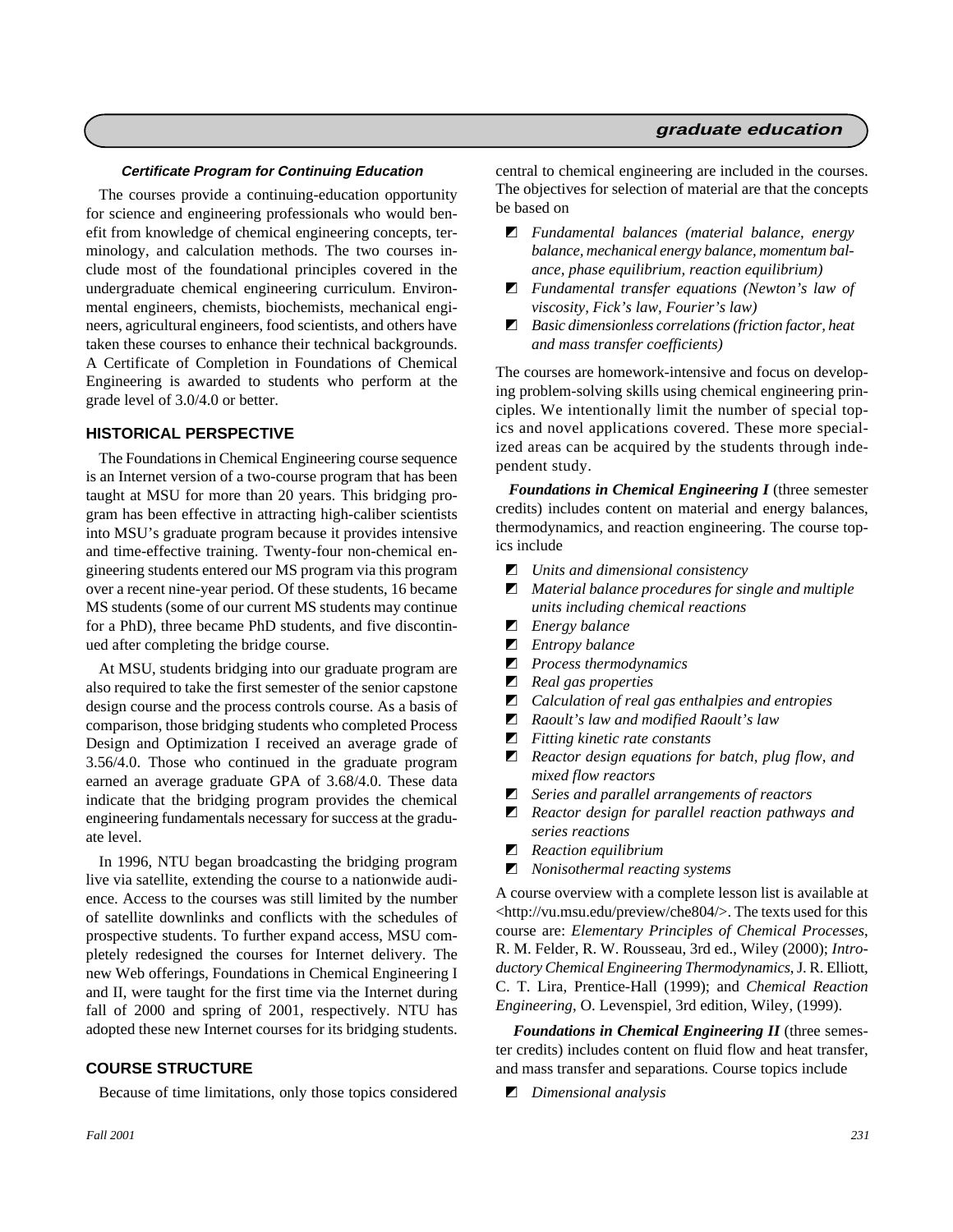### Certificate Program for Continuing Education

The courses provide a continuing-education opportunity for science and engineering professionals who would benefit from knowledge of chemical engineering concepts, terminology, and calculation methods. The two courses include most of the foundational principles covered in the undergraduate chemical engineering curriculum. Environmental engineers, chemists, biochemists, mechanical engineers, agricultural engineers, food scientists, and others have taken these courses to enhance their technical backgrounds. A Certificate of Completion in Foundations of Chemical Engineering is awarded to students who perform at the grade level of 3.0/4.0 or better.

## HISTORICAL PERSPECTIVE

The Foundations in Chemical Engineering course sequence is an Internet version of a two-course program that has been taught at MSU for more than 20 years. This bridging program has been effective in attracting high-caliber scientists into MSU's graduate program because it provides intensive and time-effective training. Twenty-four non-chemical engineering students entered our MS program via this program over a recent nine-year period. Of these students, 16 became MS students (some of our current MS students may continue for a PhD), three became PhD students, and five discontinued after completing the bridge course.

At MSU, students bridging into our graduate program are also required to take the first semester of the senior capstone design course and the process controls course. As a basis of comparison, those bridging students who completed Process Design and Optimization I received an average grade of 3.56/4.0. Those who continued in the graduate program earned an average graduate GPA of 3.68/4.0. These data indicate that the bridging program provides the chemical engineering fundamentals necessary for success at the graduate level.

In 1996, NTU began broadcasting the bridging program live via satellite, extending the course to a nationwide audience. Access to the courses was still limited by the number of satellite downlinks and conflicts with the schedules of prospective students. To further expand access, MSU completely redesigned the courses for Internet delivery. The new Web offerings, Foundations in Chemical Engineering I and II, were taught for the first time via the Internet during fall of 2000 and spring of 2001, respectively. NTU has adopted these new Internet courses for its bridging students.

## COURSE STRUCTURE

Because of time limitations, only those topics considered central to chemical engineering are included in the courses. The objectives for selection of material are that the concepts be based on

- *Fundamental balances (material balance, energy balance, mechanical energy balance, momentum balance, phase equilibrium, reaction equilibrium)*
- *Fundamental transfer equations (Newton's law of viscosity, Fick's law, Fourier's law)*
- *Basic dimensionless correlations (friction factor, heat and mass transfer coefficients)*

The courses are homework-intensive and focus on developing problem-solving skills using chemical engineering principles. We intentionally limit the number of special topics and novel applications covered. These more specialized areas can be acquired by the students through independent study.

***Foundations in Chemical Engineering I*** (three semester credits) includes content on material and energy balances, thermodynamics, and reaction engineering. The course topics include

- *Units and dimensional consistency*
- *Material balance procedures for single and multiple units including chemical reactions*
- *Energy balance*
- *Entropy balance*
- *Process thermodynamics*
- *Real gas properties*
- *Calculation of real gas enthalpies and entropies*
- *Raoult's law and modified Raoult's law*
- *Fitting kinetic rate constants*
- *Reactor design equations for batch, plug flow, and mixed flow reactors*
- *Series and parallel arrangements of reactors*
- *Reactor design for parallel reaction pathways and series reactions*
- *Reaction equilibrium*
- *Nonisothermal reacting systems*

A course overview with a complete lesson list is available at <http://vu.msu.edu/preview/che804/>. The texts used for this course are: *Elementary Principles of Chemical Processes*, R. M. Felder, R. W. Rousseau, 3rd ed., Wiley (2000); *Introductory Chemical Engineering Thermodynamics*, J. R. Elliott, C. T. Lira, Prentice-Hall (1999); and *Chemical Reaction Engineering*, O. Levenspiel, 3rd edition, Wiley, (1999).

***Foundations in Chemical Engineering II*** (three semester credits) includes content on fluid flow and heat transfer, and mass transfer and separations. Course topics include

- *Dimensional analysis*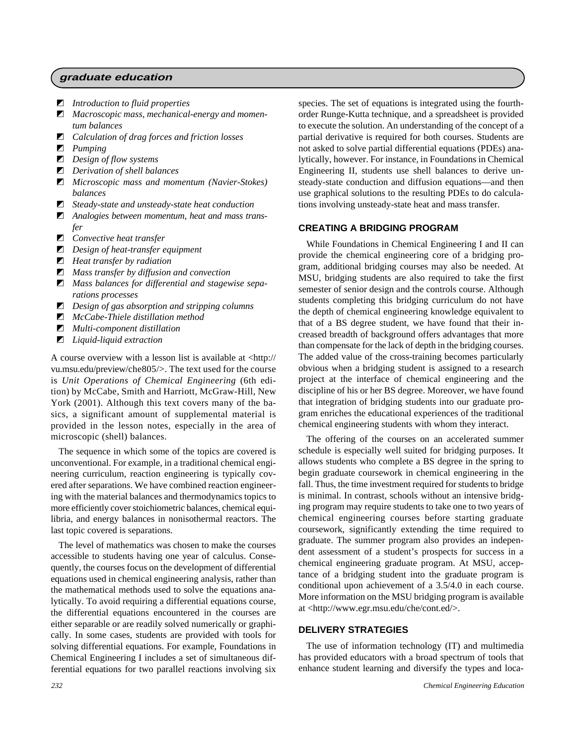- *Introduction to fluid properties*
- *Macroscopic mass, mechanical-energy and momentum balances*
- *Calculation of drag forces and friction losses*
- *Pumping*
- *Design of flow systems*
- *Derivation of shell balances*
- *Microscopic mass and momentum (Navier-Stokes) balances*
- *Steady-state and unsteady-state heat conduction*
- *Analogies between momentum, heat and mass transfer*
- *Convective heat transfer*
- *Design of heat-transfer equipment*
- *Heat transfer by radiation*
- *Mass transfer by diffusion and convection*
- *Mass balances for differential and stagewise separations processes*
- *Design of gas absorption and stripping columns*
- *McCabe-Thiele distillation method*
- *Multi-component distillation*
- *Liquid-liquid extraction*

A course overview with a lesson list is available at <http://vu.msu.edu/preview/che805/>. The text used for the course is *Unit Operations of Chemical Engineering* (6th edition) by McCabe, Smith and Harriott, McGraw-Hill, New York (2001). Although this text covers many of the basics, a significant amount of supplemental material is provided in the lesson notes, especially in the area of microscopic (shell) balances.

The sequence in which some of the topics are covered is unconventional. For example, in a traditional chemical engineering curriculum, reaction engineering is typically covered after separations. We have combined reaction engineering with the material balances and thermodynamics topics to more efficiently cover stoichiometric balances, chemical equilibria, and energy balances in nonisothermal reactors. The last topic covered is separations.

The level of mathematics was chosen to make the courses accessible to students having one year of calculus. Consequently, the courses focus on the development of differential equations used in chemical engineering analysis, rather than the mathematical methods used to solve the equations analytically. To avoid requiring a differential equations course, the differential equations encountered in the courses are either separable or are readily solved numerically or graphically. In some cases, students are provided with tools for solving differential equations. For example, Foundations in Chemical Engineering I includes a set of simultaneous differential equations for two parallel reactions involving six species. The set of equations is integrated using the fourth-order Runge-Kutta technique, and a spreadsheet is provided to execute the solution. An understanding of the concept of a partial derivative is required for both courses. Students are not asked to solve partial differential equations (PDEs) analytically, however. For instance, in Foundations in Chemical Engineering II, students use shell balances to derive unsteady-state conduction and diffusion equations—and then use graphical solutions to the resulting PDEs to do calculations involving unsteady-state heat and mass transfer.

## CREATING A BRIDGING PROGRAM

While Foundations in Chemical Engineering I and II can provide the chemical engineering core of a bridging program, additional bridging courses may also be needed. At MSU, bridging students are also required to take the first semester of senior design and the controls course. Although students completing this bridging curriculum do not have the depth of chemical engineering knowledge equivalent to that of a BS degree student, we have found that their increased breadth of background offers advantages that more than compensate for the lack of depth in the bridging courses. The added value of the cross-training becomes particularly obvious when a bridging student is assigned to a research project at the interface of chemical engineering and the discipline of his or her BS degree. Moreover, we have found that integration of bridging students into our graduate program enriches the educational experiences of the traditional chemical engineering students with whom they interact.

The offering of the courses on an accelerated summer schedule is especially well suited for bridging purposes. It allows students who complete a BS degree in the spring to begin graduate coursework in chemical engineering in the fall. Thus, the time investment required for students to bridge is minimal. In contrast, schools without an intensive bridging program may require students to take one to two years of chemical engineering courses before starting graduate coursework, significantly extending the time required to graduate. The summer program also provides an independent assessment of a student's prospects for success in a chemical engineering graduate program. At MSU, acceptance of a bridging student into the graduate program is conditional upon achievement of a 3.5/4.0 in each course. More information on the MSU bridging program is available at <http://www.egr.msu.edu/che/cont.ed/>.

## DELIVERY STRATEGIES

The use of information technology (IT) and multimedia has provided educators with a broad spectrum of tools that enhance student learning and diversify the types and loca-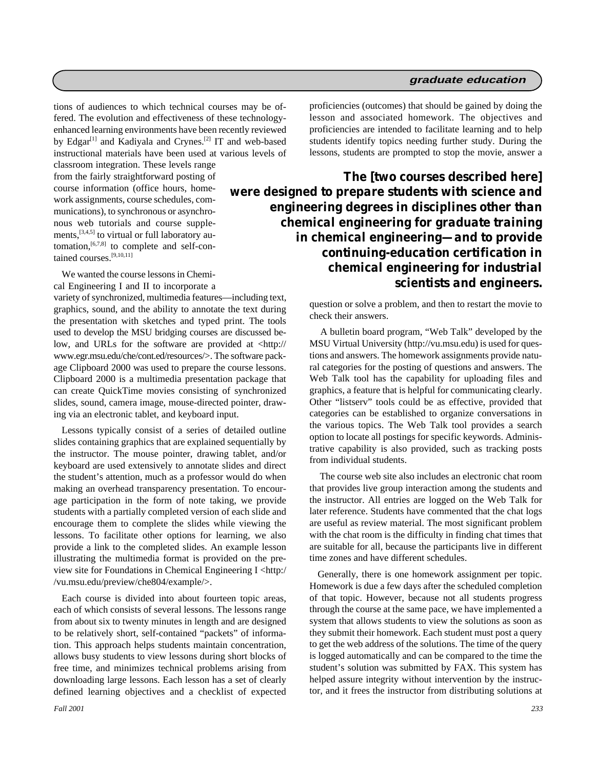tions of audiences to which technical courses may be offered. The evolution and effectiveness of these technology-enhanced learning environments have been recently reviewed by Edgar[1] and Kadiyala and Crynes.[2] IT and web-based instructional materials have been used at various levels of classroom integration. These levels range from the fairly straightforward posting of course information (office hours, homework assignments, course schedules, communications), to synchronous or asynchronous web tutorials and course supplements,[3,4,5] to virtual or full laboratory automation,[6,7,8] to complete and self-contained courses.[9,10,11]

We wanted the course lessons in Chemical Engineering I and II to incorporate a variety of synchronized, multimedia features—including text, graphics, sound, and the ability to annotate the text during the presentation with sketches and typed print. The tools used to develop the MSU bridging courses are discussed below, and URLs for the software are provided at <http://www.egr.msu.edu/che/cont.ed/resources/>. The software package Clipboard 2000 was used to prepare the course lessons. Clipboard 2000 is a multimedia presentation package that can create QuickTime movies consisting of synchronized slides, sound, camera image, mouse-directed pointer, drawing via an electronic tablet, and keyboard input.

Lessons typically consist of a series of detailed outline slides containing graphics that are explained sequentially by the instructor. The mouse pointer, drawing tablet, and/or keyboard are used extensively to annotate slides and direct the student's attention, much as a professor would do when making an overhead transparency presentation. To encourage participation in the form of note taking, we provide students with a partially completed version of each slide and encourage them to complete the slides while viewing the lessons. To facilitate other options for learning, we also provide a link to the completed slides. An example lesson illustrating the multimedia format is provided on the preview site for Foundations in Chemical Engineering I <http://vu.msu.edu/preview/che804/example/>.

Each course is divided into about fourteen topic areas, each of which consists of several lessons. The lessons range from about six to twenty minutes in length and are designed to be relatively short, self-contained "packets" of information. This approach helps students maintain concentration, allows busy students to view lessons during short blocks of free time, and minimizes technical problems arising from downloading large lessons. Each lesson has a set of clearly defined learning objectives and a checklist of expected proficiencies (outcomes) that should be gained by doing the lesson and associated homework. The objectives and proficiencies are intended to facilitate learning and to help students identify topics needing further study. During the lessons, students are prompted to stop the movie, answer a question or solve a problem, and then to restart the movie to check their answers.

**The [two courses described here] were designed to prepare students with science and engineering degrees in disciplines other than chemical engineering for graduate training in chemical engineering—and to provide continuing-education certification in chemical engineering for industrial scientists and engineers.**

A bulletin board program, "Web Talk" developed by the MSU Virtual University (http://vu.msu.edu) is used for questions and answers. The homework assignments provide natural categories for the posting of questions and answers. The Web Talk tool has the capability for uploading files and graphics, a feature that is helpful for communicating clearly. Other "listserv" tools could be as effective, provided that categories can be established to organize conversations in the various topics. The Web Talk tool provides a search option to locate all postings for specific keywords. Administrative capability is also provided, such as tracking posts from individual students.

The course web site also includes an electronic chat room that provides live group interaction among the students and the instructor. All entries are logged on the Web Talk for later reference. Students have commented that the chat logs are useful as review material. The most significant problem with the chat room is the difficulty in finding chat times that are suitable for all, because the participants live in different time zones and have different schedules.

Generally, there is one homework assignment per topic. Homework is due a few days after the scheduled completion of that topic. However, because not all students progress through the course at the same pace, we have implemented a system that allows students to view the solutions as soon as they submit their homework. Each student must post a query to get the web address of the solutions. The time of the query is logged automatically and can be compared to the time the student's solution was submitted by FAX. This system has helped assure integrity without intervention by the instructor, and it frees the instructor from distributing solutions at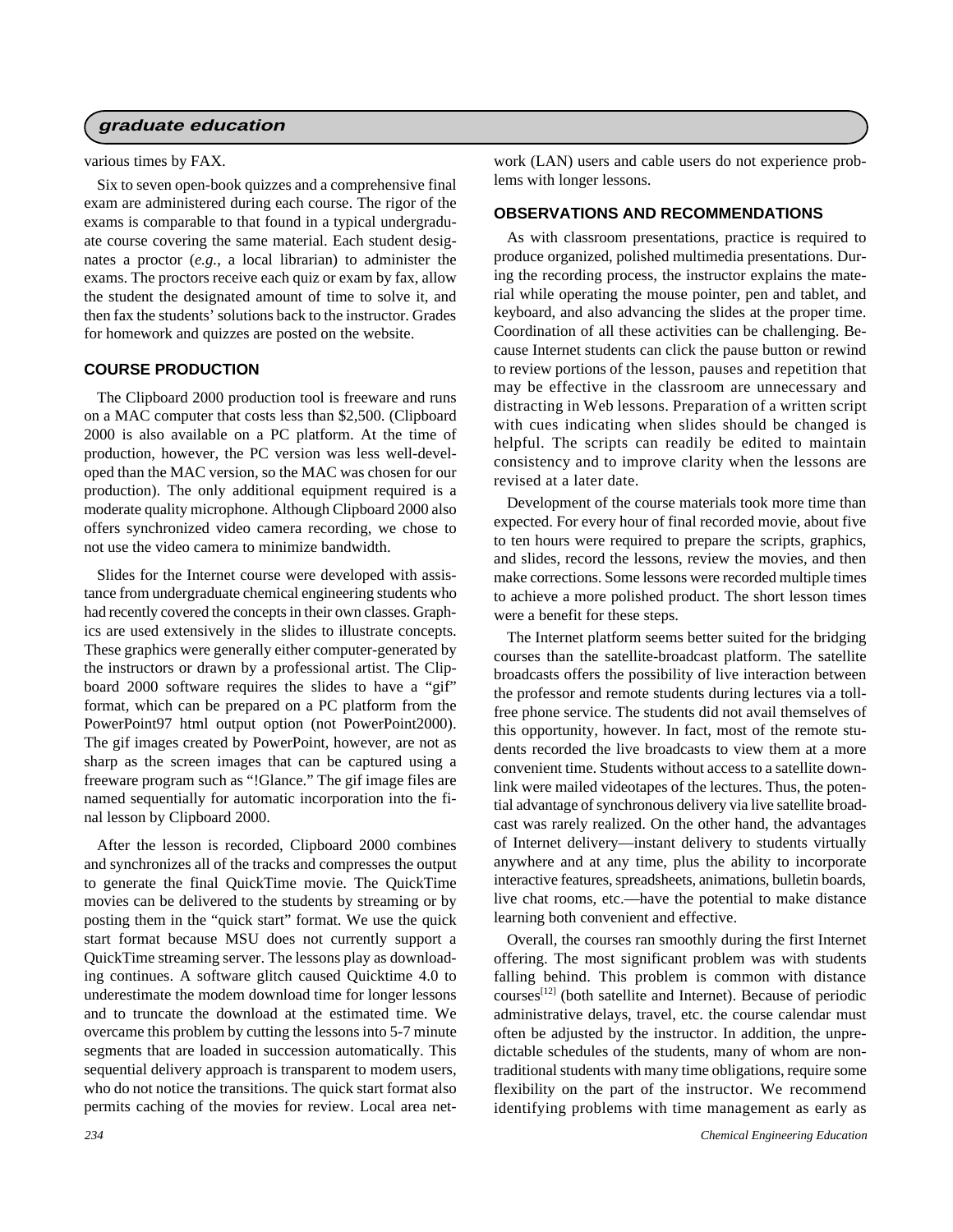various times by FAX.

Six to seven open-book quizzes and a comprehensive final exam are administered during each course. The rigor of the exams is comparable to that found in a typical undergraduate course covering the same material. Each student designates a proctor (*e.g.*, a local librarian) to administer the exams. The proctors receive each quiz or exam by fax, allow the student the designated amount of time to solve it, and then fax the students' solutions back to the instructor. Grades for homework and quizzes are posted on the website.

## COURSE PRODUCTION

The Clipboard 2000 production tool is freeware and runs on a MAC computer that costs less than $2,500. (Clipboard 2000 is also available on a PC platform. At the time of production, however, the PC version was less well-developed than the MAC version, so the MAC was chosen for our production). The only additional equipment required is a moderate quality microphone. Although Clipboard 2000 also offers synchronized video camera recording, we chose to not use the video camera to minimize bandwidth.

Slides for the Internet course were developed with assistance from undergraduate chemical engineering students who had recently covered the concepts in their own classes. Graphics are used extensively in the slides to illustrate concepts. These graphics were generally either computer-generated by the instructors or drawn by a professional artist. The Clipboard 2000 software requires the slides to have a "gif" format, which can be prepared on a PC platform from the PowerPoint97 html output option (not PowerPoint2000). The gif images created by PowerPoint, however, are not as sharp as the screen images that can be captured using a freeware program such as "!Glance." The gif image files are named sequentially for automatic incorporation into the final lesson by Clipboard 2000.

After the lesson is recorded, Clipboard 2000 combines and synchronizes all of the tracks and compresses the output to generate the final QuickTime movie. The QuickTime movies can be delivered to the students by streaming or by posting them in the "quick start" format. We use the quick start format because MSU does not currently support a QuickTime streaming server. The lessons play as downloading continues. A software glitch caused Quicktime 4.0 to underestimate the modem download time for longer lessons and to truncate the download at the estimated time. We overcame this problem by cutting the lessons into 5-7 minute segments that are loaded in succession automatically. This sequential delivery approach is transparent to modem users, who do not notice the transitions. The quick start format also permits caching of the movies for review. Local area network (LAN) users and cable users do not experience problems with longer lessons.

## OBSERVATIONS AND RECOMMENDATIONS

As with classroom presentations, practice is required to produce organized, polished multimedia presentations. During the recording process, the instructor explains the material while operating the mouse pointer, pen and tablet, and keyboard, and also advancing the slides at the proper time. Coordination of all these activities can be challenging. Because Internet students can click the pause button or rewind to review portions of the lesson, pauses and repetition that may be effective in the classroom are unnecessary and distracting in Web lessons. Preparation of a written script with cues indicating when slides should be changed is helpful. The scripts can readily be edited to maintain consistency and to improve clarity when the lessons are revised at a later date.

Development of the course materials took more time than expected. For every hour of final recorded movie, about five to ten hours were required to prepare the scripts, graphics, and slides, record the lessons, review the movies, and then make corrections. Some lessons were recorded multiple times to achieve a more polished product. The short lesson times were a benefit for these steps.

The Internet platform seems better suited for the bridging courses than the satellite-broadcast platform. The satellite broadcasts offers the possibility of live interaction between the professor and remote students during lectures via a toll-free phone service. The students did not avail themselves of this opportunity, however. In fact, most of the remote students recorded the live broadcasts to view them at a more convenient time. Students without access to a satellite downlink were mailed videotapes of the lectures. Thus, the potential advantage of synchronous delivery via live satellite broadcast was rarely realized. On the other hand, the advantages of Internet delivery—instant delivery to students virtually anywhere and at any time, plus the ability to incorporate interactive features, spreadsheets, animations, bulletin boards, live chat rooms, etc.—have the potential to make distance learning both convenient and effective.

Overall, the courses ran smoothly during the first Internet offering. The most significant problem was with students falling behind. This problem is common with distance courses[12] (both satellite and Internet). Because of periodic administrative delays, travel, etc. the course calendar must often be adjusted by the instructor. In addition, the unpredictable schedules of the students, many of whom are nontraditional students with many time obligations, require some flexibility on the part of the instructor. We recommend identifying problems with time management as early as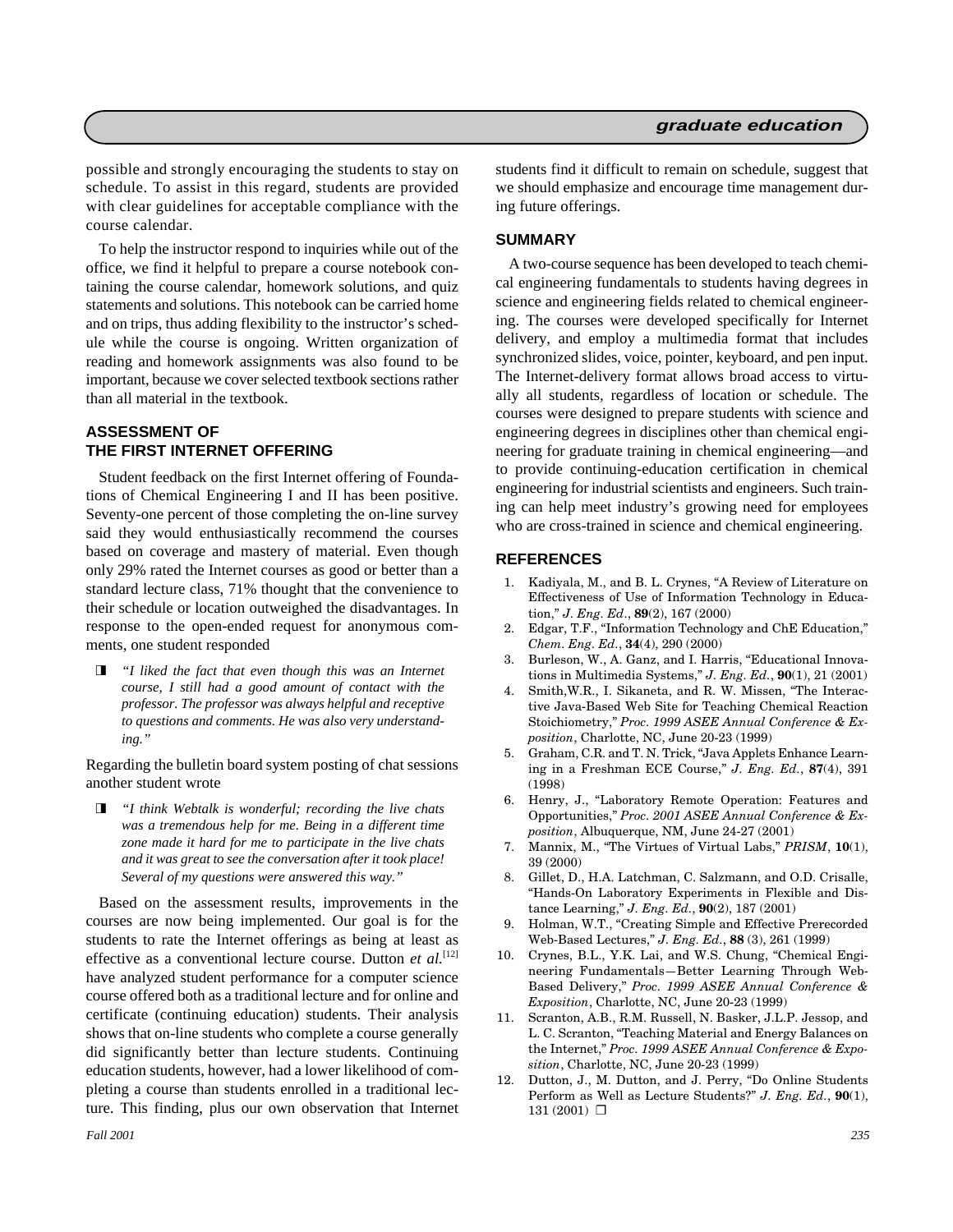possible and strongly encouraging the students to stay on schedule. To assist in this regard, students are provided with clear guidelines for acceptable compliance with the course calendar.

To help the instructor respond to inquiries while out of the office, we find it helpful to prepare a course notebook containing the course calendar, homework solutions, and quiz statements and solutions. This notebook can be carried home and on trips, thus adding flexibility to the instructor's schedule while the course is ongoing. Written organization of reading and homework assignments was also found to be important, because we cover selected textbook sections rather than all material in the textbook.

## ASSESSMENT OF THE FIRST INTERNET OFFERING

Student feedback on the first Internet offering of Foundations of Chemical Engineering I and II has been positive. Seventy-one percent of those completing the on-line survey said they would enthusiastically recommend the courses based on coverage and mastery of material. Even though only 29% rated the Internet courses as good or better than a standard lecture class, 71% thought that the convenience to their schedule or location outweighed the disadvantages. In response to the open-ended request for anonymous comments, one student responded

- *"I liked the fact that even though this was an Internet course, I still had a good amount of contact with the professor. The professor was always helpful and receptive to questions and comments. He was also very understanding."*

Regarding the bulletin board system posting of chat sessions another student wrote

- *"I think Webtalk is wonderful; recording the live chats was a tremendous help for me. Being in a different time zone made it hard for me to participate in the live chats and it was great to see the conversation after it took place! Several of my questions were answered this way."*

Based on the assessment results, improvements in the courses are now being implemented. Our goal is for the students to rate the Internet offerings as being at least as effective as a conventional lecture course. Dutton *et al.*[12] have analyzed student performance for a computer science course offered both as a traditional lecture and for online and certificate (continuing education) students. Their analysis shows that on-line students who complete a course generally did significantly better than lecture students. Continuing education students, however, had a lower likelihood of completing a course than students enrolled in a traditional lecture. This finding, plus our own observation that Internet students find it difficult to remain on schedule, suggest that we should emphasize and encourage time management during future offerings.

## SUMMARY

A two-course sequence has been developed to teach chemical engineering fundamentals to students having degrees in science and engineering fields related to chemical engineering. The courses were developed specifically for Internet delivery, and employ a multimedia format that includes synchronized slides, voice, pointer, keyboard, and pen input. The Internet-delivery format allows broad access to virtually all students, regardless of location or schedule. The courses were designed to prepare students with science and engineering degrees in disciplines other than chemical engineering for graduate training in chemical engineering—and to provide continuing-education certification in chemical engineering for industrial scientists and engineers. Such training can help meet industry's growing need for employees who are cross-trained in science and chemical engineering.

## REFERENCES

1. Kadiyala, M., and B. L. Crynes, "A Review of Literature on Effectiveness of Use of Information Technology in Education," *J. Eng. Ed.*, **89**(2), 167 (2000)
2. Edgar, T.F., "Information Technology and ChE Education," *Chem. Eng. Ed.*, **34**(4), 290 (2000)
3. Burleson, W., A. Ganz, and I. Harris, "Educational Innovations in Multimedia Systems," *J. Eng. Ed.*, **90**(1), 21 (2001)
4. Smith,W.R., I. Sikaneta, and R. W. Missen, "The Interactive Java-Based Web Site for Teaching Chemical Reaction Stoichiometry," *Proc. 1999 ASEE Annual Conference & Exposition*, Charlotte, NC, June 20-23 (1999)
5. Graham, C.R. and T. N. Trick, "Java Applets Enhance Learning in a Freshman ECE Course," *J. Eng. Ed.*, **87**(4), 391 (1998)
6. Henry, J., "Laboratory Remote Operation: Features and Opportunities," *Proc. 2001 ASEE Annual Conference & Exposition*, Albuquerque, NM, June 24-27 (2001)
7. Mannix, M., "The Virtues of Virtual Labs," *PRISM*, **10**(1), 39 (2000)
8. Gillet, D., H.A. Latchman, C. Salzmann, and O.D. Crisalle, "Hands-On Laboratory Experiments in Flexible and Distance Learning," *J. Eng. Ed.*, **90**(2), 187 (2001)
9. Holman, W.T., "Creating Simple and Effective Prerecorded Web-Based Lectures," *J. Eng. Ed.*, **88** (3), 261 (1999)
10. Crynes, B.L., Y.K. Lai, and W.S. Chung, "Chemical Engineering Fundamentals—Better Learning Through Web-Based Delivery," *Proc. 1999 ASEE Annual Conference & Exposition*, Charlotte, NC, June 20-23 (1999)
11. Scranton, A.B., R.M. Russell, N. Basker, J.L.P. Jessop, and L. C. Scranton, "Teaching Material and Energy Balances on the Internet," *Proc. 1999 ASEE Annual Conference & Exposition*, Charlotte, NC, June 20-23 (1999)
12. Dutton, J., M. Dutton, and J. Perry, "Do Online Students Perform as Well as Lecture Students?" *J. Eng. Ed.*, **90**(1), 131 (2001) ❐